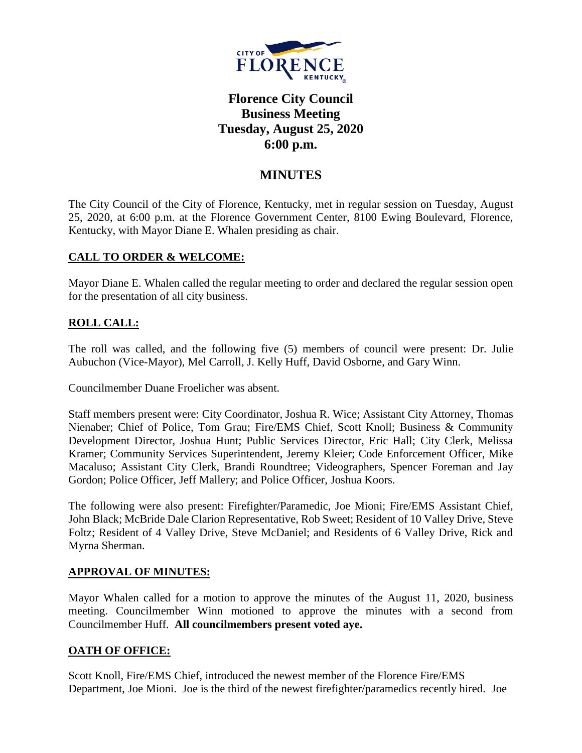# Florence City Council Business Meeting Tuesday, August 25, 2020 6:00 p.m.

## MINUTES

The City Council of the City of Florence, Kentucky, met in regular session on Tuesday, August 25, 2020, at 6:00 p.m. at the Florence Government Center, 8100 Ewing Boulevard, Florence, Kentucky, with Mayor Diane E. Whalen presiding as chair.

### CALL TO ORDER & WELCOME:

Mayor Diane E. Whalen called the regular meeting to order and declared the regular session open for the presentation of all city business.

### ROLL CALL:

The roll was called, and the following five (5) members of council were present: Dr. Julie Aubuchon (Vice-Mayor), Mel Carroll, J. Kelly Huff, David Osborne, and Gary Winn.

Councilmember Duane Froelicher was absent.

Staff members present were: City Coordinator, Joshua R. Wice; Assistant City Attorney, Thomas Nienaber; Chief of Police, Tom Grau; Fire/EMS Chief, Scott Knoll; Business & Community Development Director, Joshua Hunt; Public Services Director, Eric Hall; City Clerk, Melissa Kramer; Community Services Superintendent, Jeremy Kleier; Code Enforcement Officer, Mike Macaluso; Assistant City Clerk, Brandi Roundtree; Videographers, Spencer Foreman and Jay Gordon; Police Officer, Jeff Mallery; and Police Officer, Joshua Koors.

The following were also present: Firefighter/Paramedic, Joe Mioni; Fire/EMS Assistant Chief, John Black; McBride Dale Clarion Representative, Rob Sweet; Resident of 10 Valley Drive, Steve Foltz; Resident of 4 Valley Drive, Steve McDaniel; and Residents of 6 Valley Drive, Rick and Myrna Sherman.

### APPROVAL OF MINUTES:

Mayor Whalen called for a motion to approve the minutes of the August 11, 2020, business meeting. Councilmember Winn motioned to approve the minutes with a second from Councilmember Huff. **All councilmembers present voted aye.**

### OATH OF OFFICE:

Scott Knoll, Fire/EMS Chief, introduced the newest member of the Florence Fire/EMS Department, Joe Mioni. Joe is the third of the newest firefighter/paramedics recently hired. Joe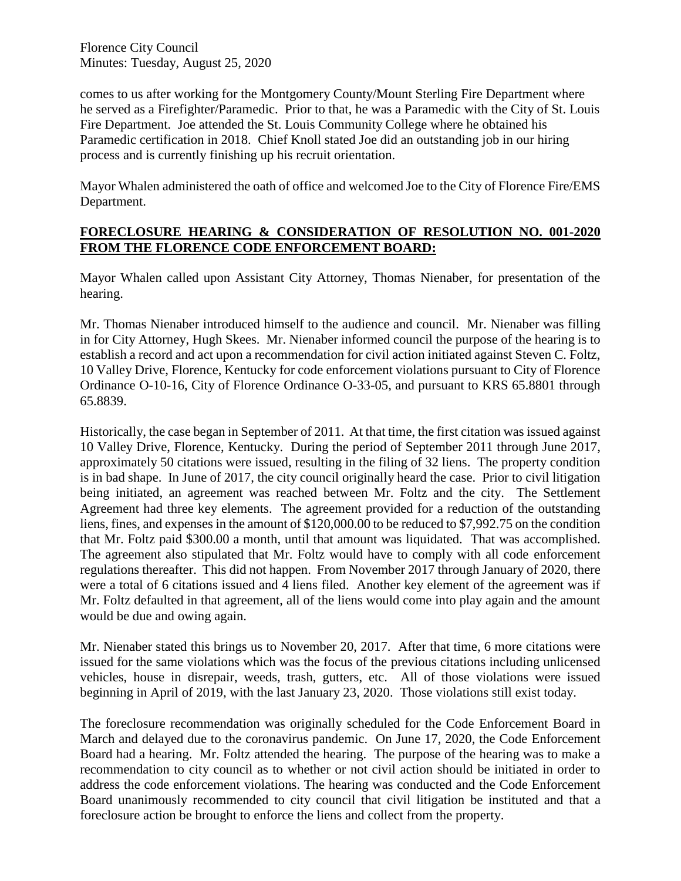comes to us after working for the Montgomery County/Mount Sterling Fire Department where he served as a Firefighter/Paramedic. Prior to that, he was a Paramedic with the City of St. Louis Fire Department. Joe attended the St. Louis Community College where he obtained his Paramedic certification in 2018. Chief Knoll stated Joe did an outstanding job in our hiring process and is currently finishing up his recruit orientation.

Mayor Whalen administered the oath of office and welcomed Joe to the City of Florence Fire/EMS Department.

## **FORECLOSURE HEARING & CONSIDERATION OF RESOLUTION NO. 001-2020 FROM THE FLORENCE CODE ENFORCEMENT BOARD:**

Mayor Whalen called upon Assistant City Attorney, Thomas Nienaber, for presentation of the hearing.

Mr. Thomas Nienaber introduced himself to the audience and council. Mr. Nienaber was filling in for City Attorney, Hugh Skees. Mr. Nienaber informed council the purpose of the hearing is to establish a record and act upon a recommendation for civil action initiated against Steven C. Foltz, 10 Valley Drive, Florence, Kentucky for code enforcement violations pursuant to City of Florence Ordinance O-10-16, City of Florence Ordinance O-33-05, and pursuant to KRS 65.8801 through 65.8839.

Historically, the case began in September of 2011. At that time, the first citation was issued against 10 Valley Drive, Florence, Kentucky. During the period of September 2011 through June 2017, approximately 50 citations were issued, resulting in the filing of 32 liens. The property condition is in bad shape. In June of 2017, the city council originally heard the case. Prior to civil litigation being initiated, an agreement was reached between Mr. Foltz and the city. The Settlement Agreement had three key elements. The agreement provided for a reduction of the outstanding liens, fines, and expenses in the amount of $120,000.00 to be reduced to $7,992.75 on the condition that Mr. Foltz paid $300.00 a month, until that amount was liquidated. That was accomplished. The agreement also stipulated that Mr. Foltz would have to comply with all code enforcement regulations thereafter. This did not happen. From November 2017 through January of 2020, there were a total of 6 citations issued and 4 liens filed. Another key element of the agreement was if Mr. Foltz defaulted in that agreement, all of the liens would come into play again and the amount would be due and owing again.

Mr. Nienaber stated this brings us to November 20, 2017. After that time, 6 more citations were issued for the same violations which was the focus of the previous citations including unlicensed vehicles, house in disrepair, weeds, trash, gutters, etc. All of those violations were issued beginning in April of 2019, with the last January 23, 2020. Those violations still exist today.

The foreclosure recommendation was originally scheduled for the Code Enforcement Board in March and delayed due to the coronavirus pandemic. On June 17, 2020, the Code Enforcement Board had a hearing. Mr. Foltz attended the hearing. The purpose of the hearing was to make a recommendation to city council as to whether or not civil action should be initiated in order to address the code enforcement violations. The hearing was conducted and the Code Enforcement Board unanimously recommended to city council that civil litigation be instituted and that a foreclosure action be brought to enforce the liens and collect from the property.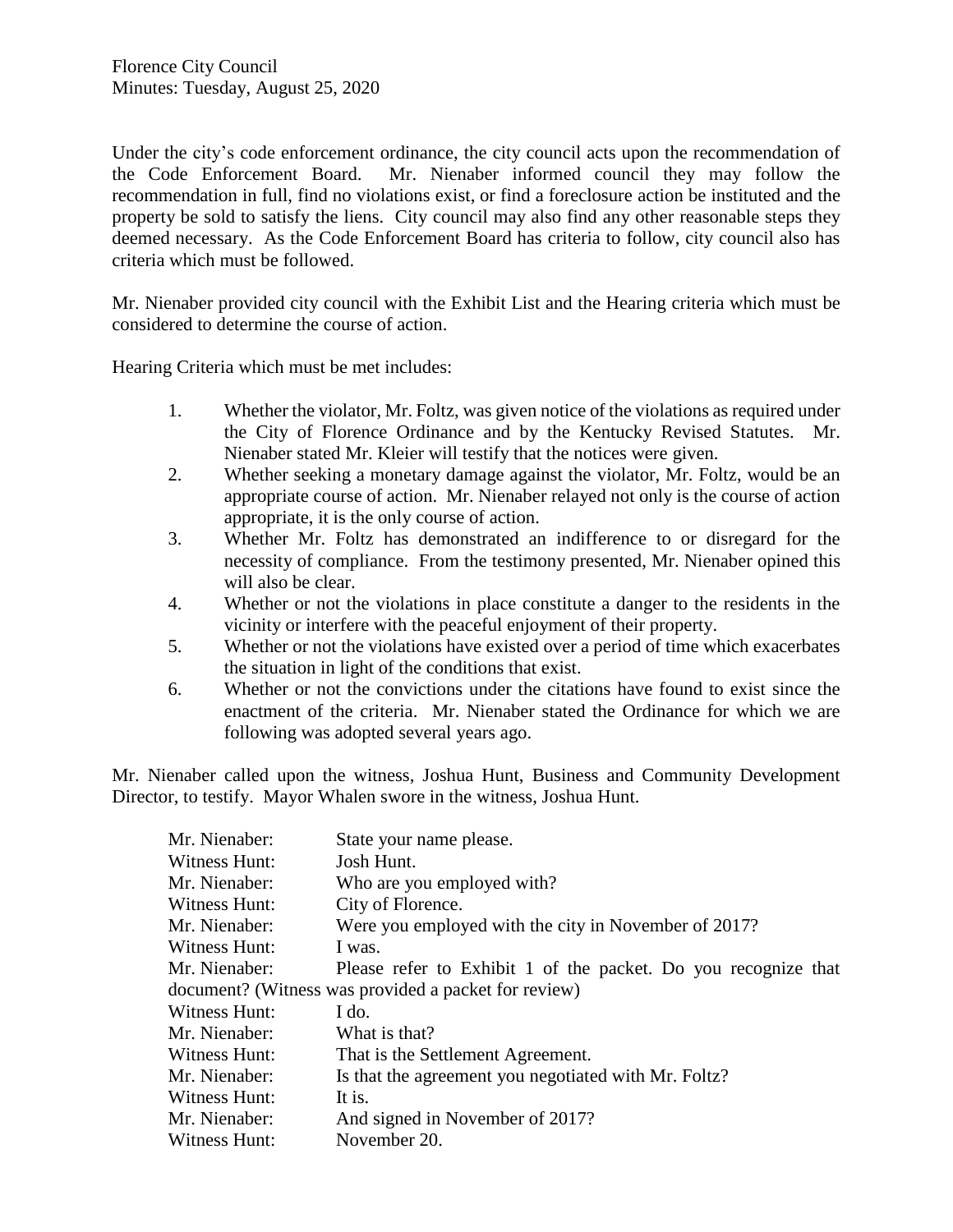Under the city's code enforcement ordinance, the city council acts upon the recommendation of the Code Enforcement Board. Mr. Nienaber informed council they may follow the recommendation in full, find no violations exist, or find a foreclosure action be instituted and the property be sold to satisfy the liens. City council may also find any other reasonable steps they deemed necessary. As the Code Enforcement Board has criteria to follow, city council also has criteria which must be followed.

Mr. Nienaber provided city council with the Exhibit List and the Hearing criteria which must be considered to determine the course of action.

Hearing Criteria which must be met includes:

1. Whether the violator, Mr. Foltz, was given notice of the violations as required under the City of Florence Ordinance and by the Kentucky Revised Statutes. Mr. Nienaber stated Mr. Kleier will testify that the notices were given.
2. Whether seeking a monetary damage against the violator, Mr. Foltz, would be an appropriate course of action. Mr. Nienaber relayed not only is the course of action appropriate, it is the only course of action.
3. Whether Mr. Foltz has demonstrated an indifference to or disregard for the necessity of compliance. From the testimony presented, Mr. Nienaber opined this will also be clear.
4. Whether or not the violations in place constitute a danger to the residents in the vicinity or interfere with the peaceful enjoyment of their property.
5. Whether or not the violations have existed over a period of time which exacerbates the situation in light of the conditions that exist.
6. Whether or not the convictions under the citations have found to exist since the enactment of the criteria. Mr. Nienaber stated the Ordinance for which we are following was adopted several years ago.

Mr. Nienaber called upon the witness, Joshua Hunt, Business and Community Development Director, to testify. Mayor Whalen swore in the witness, Joshua Hunt.

Mr. Nienaber: State your name please.
Witness Hunt: Josh Hunt.
Mr. Nienaber: Who are you employed with?
Witness Hunt: City of Florence.
Mr. Nienaber: Were you employed with the city in November of 2017?
Witness Hunt: I was.
Mr. Nienaber: Please refer to Exhibit 1 of the packet. Do you recognize that document? (Witness was provided a packet for review)
Witness Hunt: I do.
Mr. Nienaber: What is that?
Witness Hunt: That is the Settlement Agreement.
Mr. Nienaber: Is that the agreement you negotiated with Mr. Foltz?
Witness Hunt: It is.
Mr. Nienaber: And signed in November of 2017?
Witness Hunt: November 20.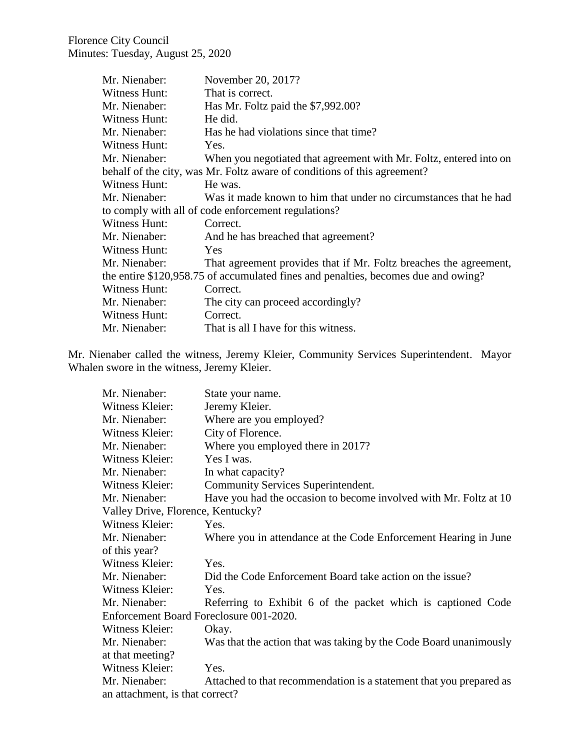Mr. Nienaber: November 20, 2017?
Witness Hunt: That is correct.
Mr. Nienaber: Has Mr. Foltz paid the $7,992.00?
Witness Hunt: He did.
Mr. Nienaber: Has he had violations since that time?
Witness Hunt: Yes.
Mr. Nienaber: When you negotiated that agreement with Mr. Foltz, entered into on behalf of the city, was Mr. Foltz aware of conditions of this agreement?
Witness Hunt: He was.
Mr. Nienaber: Was it made known to him that under no circumstances that he had to comply with all of code enforcement regulations?
Witness Hunt: Correct.
Mr. Nienaber: And he has breached that agreement?
Witness Hunt: Yes
Mr. Nienaber: That agreement provides that if Mr. Foltz breaches the agreement, the entire $120,958.75 of accumulated fines and penalties, becomes due and owing?
Witness Hunt: Correct.
Mr. Nienaber: The city can proceed accordingly?
Witness Hunt: Correct.
Mr. Nienaber: That is all I have for this witness.

Mr. Nienaber called the witness, Jeremy Kleier, Community Services Superintendent. Mayor Whalen swore in the witness, Jeremy Kleier.

Mr. Nienaber: State your name.
Witness Kleier: Jeremy Kleier.
Mr. Nienaber: Where are you employed?
Witness Kleier: City of Florence.
Mr. Nienaber: Where you employed there in 2017?
Witness Kleier: Yes I was.
Mr. Nienaber: In what capacity?
Witness Kleier: Community Services Superintendent.
Mr. Nienaber: Have you had the occasion to become involved with Mr. Foltz at 10 Valley Drive, Florence, Kentucky?
Witness Kleier: Yes.
Mr. Nienaber: Where you in attendance at the Code Enforcement Hearing in June of this year?
Witness Kleier: Yes.
Mr. Nienaber: Did the Code Enforcement Board take action on the issue?
Witness Kleier: Yes.
Mr. Nienaber: Referring to Exhibit 6 of the packet which is captioned Code Enforcement Board Foreclosure 001-2020.
Witness Kleier: Okay.
Mr. Nienaber: Was that the action that was taking by the Code Board unanimously at that meeting?
Witness Kleier: Yes.
Mr. Nienaber: Attached to that recommendation is a statement that you prepared as an attachment, is that correct?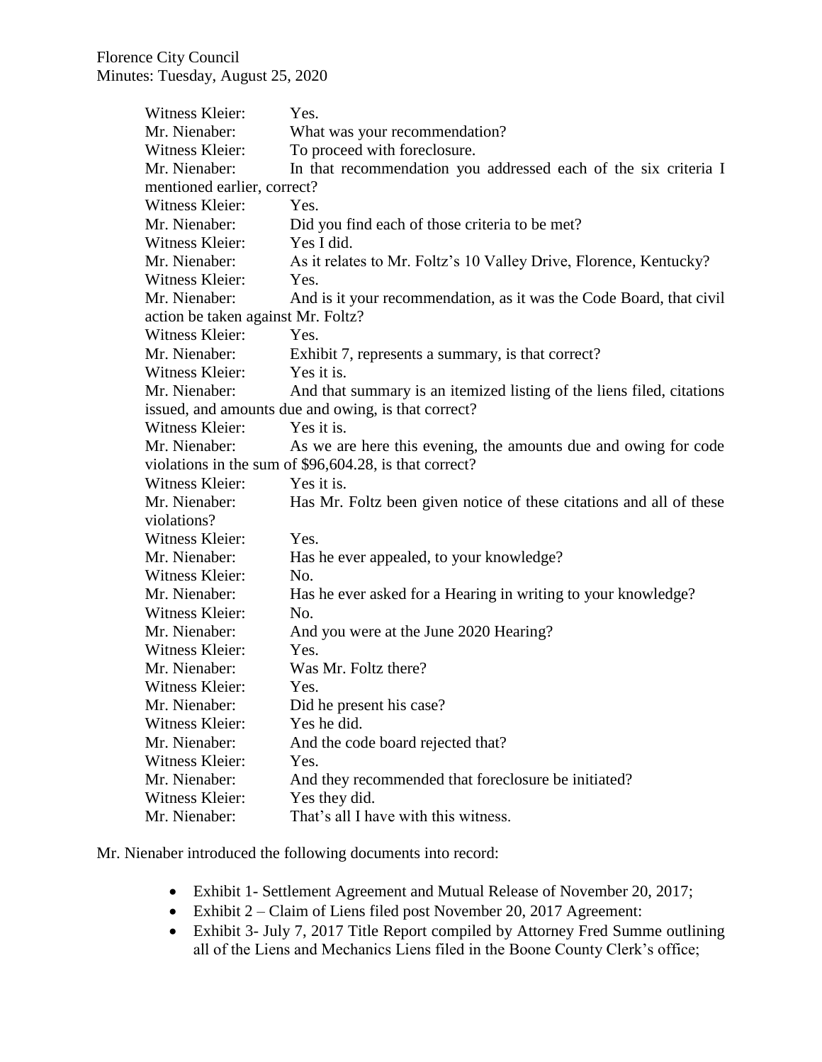Witness Kleier: Yes.

Mr. Nienaber: What was your recommendation?

Witness Kleier: To proceed with foreclosure.

Mr. Nienaber: In that recommendation you addressed each of the six criteria I mentioned earlier, correct?

Witness Kleier: Yes.

Mr. Nienaber: Did you find each of those criteria to be met?

Witness Kleier: Yes I did.

Mr. Nienaber: As it relates to Mr. Foltz's 10 Valley Drive, Florence, Kentucky?

Witness Kleier: Yes.

Mr. Nienaber: And is it your recommendation, as it was the Code Board, that civil action be taken against Mr. Foltz?

Witness Kleier: Yes.

Mr. Nienaber: Exhibit 7, represents a summary, is that correct?

Witness Kleier: Yes it is.

Mr. Nienaber: And that summary is an itemized listing of the liens filed, citations issued, and amounts due and owing, is that correct?

Witness Kleier: Yes it is.

Mr. Nienaber: As we are here this evening, the amounts due and owing for code violations in the sum of $96,604.28, is that correct?

Witness Kleier: Yes it is.

Mr. Nienaber: Has Mr. Foltz been given notice of these citations and all of these violations?

Witness Kleier: Yes.

Mr. Nienaber: Has he ever appealed, to your knowledge?

Witness Kleier: No.

Mr. Nienaber: Has he ever asked for a Hearing in writing to your knowledge?

Witness Kleier: No.

Mr. Nienaber: And you were at the June 2020 Hearing?

Witness Kleier: Yes.

Mr. Nienaber: Was Mr. Foltz there?

Witness Kleier: Yes.

Mr. Nienaber: Did he present his case?

Witness Kleier: Yes he did.

Mr. Nienaber: And the code board rejected that?

Witness Kleier: Yes.

Mr. Nienaber: And they recommended that foreclosure be initiated?

Witness Kleier: Yes they did.

Mr. Nienaber: That's all I have with this witness.

Mr. Nienaber introduced the following documents into record:

- Exhibit 1- Settlement Agreement and Mutual Release of November 20, 2017;
- Exhibit 2 – Claim of Liens filed post November 20, 2017 Agreement:
- Exhibit 3- July 7, 2017 Title Report compiled by Attorney Fred Summe outlining all of the Liens and Mechanics Liens filed in the Boone County Clerk's office;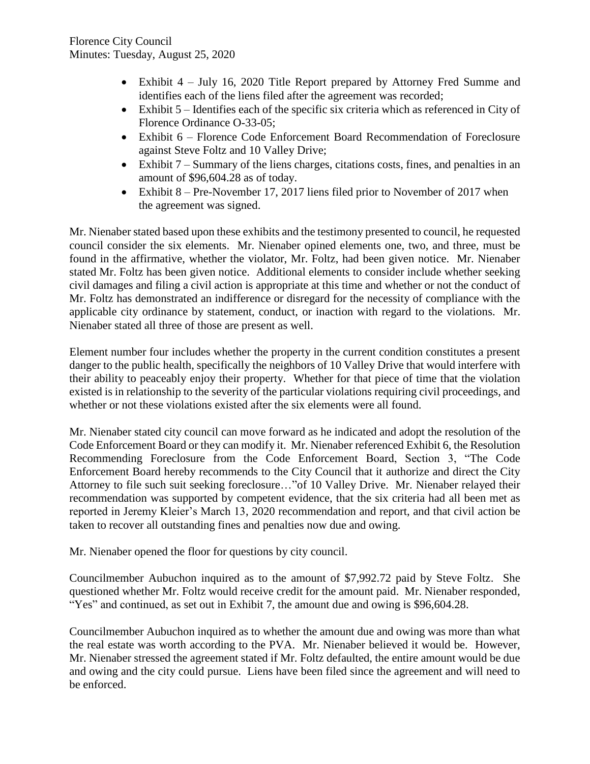- Exhibit 4 – July 16, 2020 Title Report prepared by Attorney Fred Summe and identifies each of the liens filed after the agreement was recorded;
- Exhibit 5 – Identifies each of the specific six criteria which as referenced in City of Florence Ordinance O-33-05;
- Exhibit 6 – Florence Code Enforcement Board Recommendation of Foreclosure against Steve Foltz and 10 Valley Drive;
- Exhibit 7 – Summary of the liens charges, citations costs, fines, and penalties in an amount of $96,604.28 as of today.
- Exhibit 8 – Pre-November 17, 2017 liens filed prior to November of 2017 when the agreement was signed.

Mr. Nienaber stated based upon these exhibits and the testimony presented to council, he requested council consider the six elements. Mr. Nienaber opined elements one, two, and three, must be found in the affirmative, whether the violator, Mr. Foltz, had been given notice. Mr. Nienaber stated Mr. Foltz has been given notice. Additional elements to consider include whether seeking civil damages and filing a civil action is appropriate at this time and whether or not the conduct of Mr. Foltz has demonstrated an indifference or disregard for the necessity of compliance with the applicable city ordinance by statement, conduct, or inaction with regard to the violations. Mr. Nienaber stated all three of those are present as well.

Element number four includes whether the property in the current condition constitutes a present danger to the public health, specifically the neighbors of 10 Valley Drive that would interfere with their ability to peaceably enjoy their property. Whether for that piece of time that the violation existed is in relationship to the severity of the particular violations requiring civil proceedings, and whether or not these violations existed after the six elements were all found.

Mr. Nienaber stated city council can move forward as he indicated and adopt the resolution of the Code Enforcement Board or they can modify it. Mr. Nienaber referenced Exhibit 6, the Resolution Recommending Foreclosure from the Code Enforcement Board, Section 3, "The Code Enforcement Board hereby recommends to the City Council that it authorize and direct the City Attorney to file such suit seeking foreclosure…"of 10 Valley Drive. Mr. Nienaber relayed their recommendation was supported by competent evidence, that the six criteria had all been met as reported in Jeremy Kleier's March 13, 2020 recommendation and report, and that civil action be taken to recover all outstanding fines and penalties now due and owing.

Mr. Nienaber opened the floor for questions by city council.

Councilmember Aubuchon inquired as to the amount of $7,992.72 paid by Steve Foltz. She questioned whether Mr. Foltz would receive credit for the amount paid. Mr. Nienaber responded, "Yes" and continued, as set out in Exhibit 7, the amount due and owing is $96,604.28.

Councilmember Aubuchon inquired as to whether the amount due and owing was more than what the real estate was worth according to the PVA. Mr. Nienaber believed it would be. However, Mr. Nienaber stressed the agreement stated if Mr. Foltz defaulted, the entire amount would be due and owing and the city could pursue. Liens have been filed since the agreement and will need to be enforced.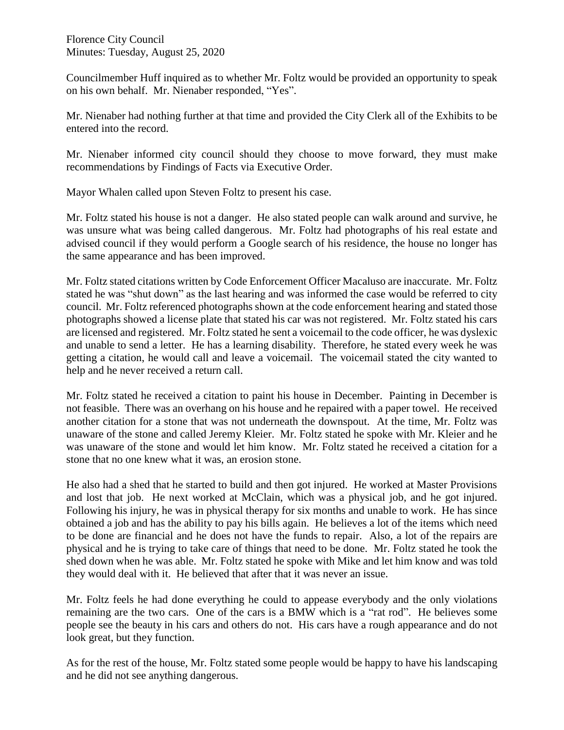Councilmember Huff inquired as to whether Mr. Foltz would be provided an opportunity to speak on his own behalf. Mr. Nienaber responded, "Yes".

Mr. Nienaber had nothing further at that time and provided the City Clerk all of the Exhibits to be entered into the record.

Mr. Nienaber informed city council should they choose to move forward, they must make recommendations by Findings of Facts via Executive Order.

Mayor Whalen called upon Steven Foltz to present his case.

Mr. Foltz stated his house is not a danger. He also stated people can walk around and survive, he was unsure what was being called dangerous. Mr. Foltz had photographs of his real estate and advised council if they would perform a Google search of his residence, the house no longer has the same appearance and has been improved.

Mr. Foltz stated citations written by Code Enforcement Officer Macaluso are inaccurate. Mr. Foltz stated he was "shut down" as the last hearing and was informed the case would be referred to city council. Mr. Foltz referenced photographs shown at the code enforcement hearing and stated those photographs showed a license plate that stated his car was not registered. Mr. Foltz stated his cars are licensed and registered. Mr. Foltz stated he sent a voicemail to the code officer, he was dyslexic and unable to send a letter. He has a learning disability. Therefore, he stated every week he was getting a citation, he would call and leave a voicemail. The voicemail stated the city wanted to help and he never received a return call.

Mr. Foltz stated he received a citation to paint his house in December. Painting in December is not feasible. There was an overhang on his house and he repaired with a paper towel. He received another citation for a stone that was not underneath the downspout. At the time, Mr. Foltz was unaware of the stone and called Jeremy Kleier. Mr. Foltz stated he spoke with Mr. Kleier and he was unaware of the stone and would let him know. Mr. Foltz stated he received a citation for a stone that no one knew what it was, an erosion stone.

He also had a shed that he started to build and then got injured. He worked at Master Provisions and lost that job. He next worked at McClain, which was a physical job, and he got injured. Following his injury, he was in physical therapy for six months and unable to work. He has since obtained a job and has the ability to pay his bills again. He believes a lot of the items which need to be done are financial and he does not have the funds to repair. Also, a lot of the repairs are physical and he is trying to take care of things that need to be done. Mr. Foltz stated he took the shed down when he was able. Mr. Foltz stated he spoke with Mike and let him know and was told they would deal with it. He believed that after that it was never an issue.

Mr. Foltz feels he had done everything he could to appease everybody and the only violations remaining are the two cars. One of the cars is a BMW which is a "rat rod". He believes some people see the beauty in his cars and others do not. His cars have a rough appearance and do not look great, but they function.

As for the rest of the house, Mr. Foltz stated some people would be happy to have his landscaping and he did not see anything dangerous.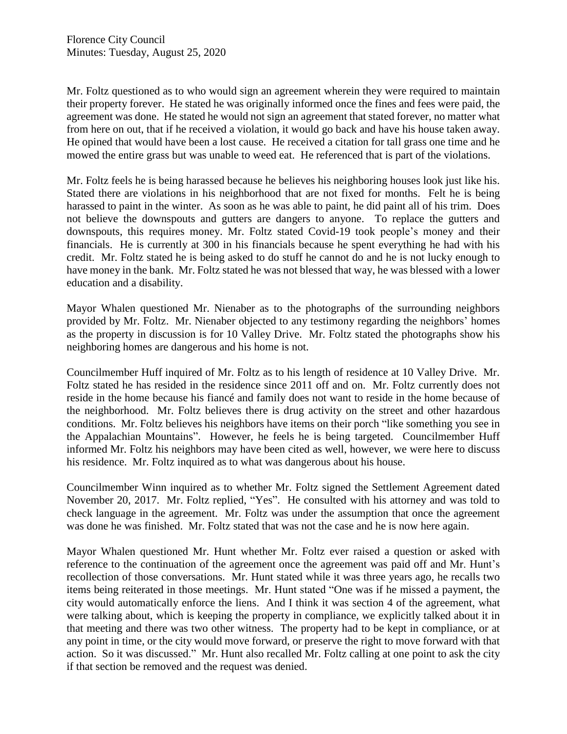Mr. Foltz questioned as to who would sign an agreement wherein they were required to maintain their property forever. He stated he was originally informed once the fines and fees were paid, the agreement was done. He stated he would not sign an agreement that stated forever, no matter what from here on out, that if he received a violation, it would go back and have his house taken away. He opined that would have been a lost cause. He received a citation for tall grass one time and he mowed the entire grass but was unable to weed eat. He referenced that is part of the violations.

Mr. Foltz feels he is being harassed because he believes his neighboring houses look just like his. Stated there are violations in his neighborhood that are not fixed for months. Felt he is being harassed to paint in the winter. As soon as he was able to paint, he did paint all of his trim. Does not believe the downspouts and gutters are dangers to anyone. To replace the gutters and downspouts, this requires money. Mr. Foltz stated Covid-19 took people's money and their financials. He is currently at 300 in his financials because he spent everything he had with his credit. Mr. Foltz stated he is being asked to do stuff he cannot do and he is not lucky enough to have money in the bank. Mr. Foltz stated he was not blessed that way, he was blessed with a lower education and a disability.

Mayor Whalen questioned Mr. Nienaber as to the photographs of the surrounding neighbors provided by Mr. Foltz. Mr. Nienaber objected to any testimony regarding the neighbors' homes as the property in discussion is for 10 Valley Drive. Mr. Foltz stated the photographs show his neighboring homes are dangerous and his home is not.

Councilmember Huff inquired of Mr. Foltz as to his length of residence at 10 Valley Drive. Mr. Foltz stated he has resided in the residence since 2011 off and on. Mr. Foltz currently does not reside in the home because his fiancé and family does not want to reside in the home because of the neighborhood. Mr. Foltz believes there is drug activity on the street and other hazardous conditions. Mr. Foltz believes his neighbors have items on their porch "like something you see in the Appalachian Mountains". However, he feels he is being targeted. Councilmember Huff informed Mr. Foltz his neighbors may have been cited as well, however, we were here to discuss his residence. Mr. Foltz inquired as to what was dangerous about his house.

Councilmember Winn inquired as to whether Mr. Foltz signed the Settlement Agreement dated November 20, 2017. Mr. Foltz replied, "Yes". He consulted with his attorney and was told to check language in the agreement. Mr. Foltz was under the assumption that once the agreement was done he was finished. Mr. Foltz stated that was not the case and he is now here again.

Mayor Whalen questioned Mr. Hunt whether Mr. Foltz ever raised a question or asked with reference to the continuation of the agreement once the agreement was paid off and Mr. Hunt's recollection of those conversations. Mr. Hunt stated while it was three years ago, he recalls two items being reiterated in those meetings. Mr. Hunt stated "One was if he missed a payment, the city would automatically enforce the liens. And I think it was section 4 of the agreement, what were talking about, which is keeping the property in compliance, we explicitly talked about it in that meeting and there was two other witness. The property had to be kept in compliance, or at any point in time, or the city would move forward, or preserve the right to move forward with that action. So it was discussed." Mr. Hunt also recalled Mr. Foltz calling at one point to ask the city if that section be removed and the request was denied.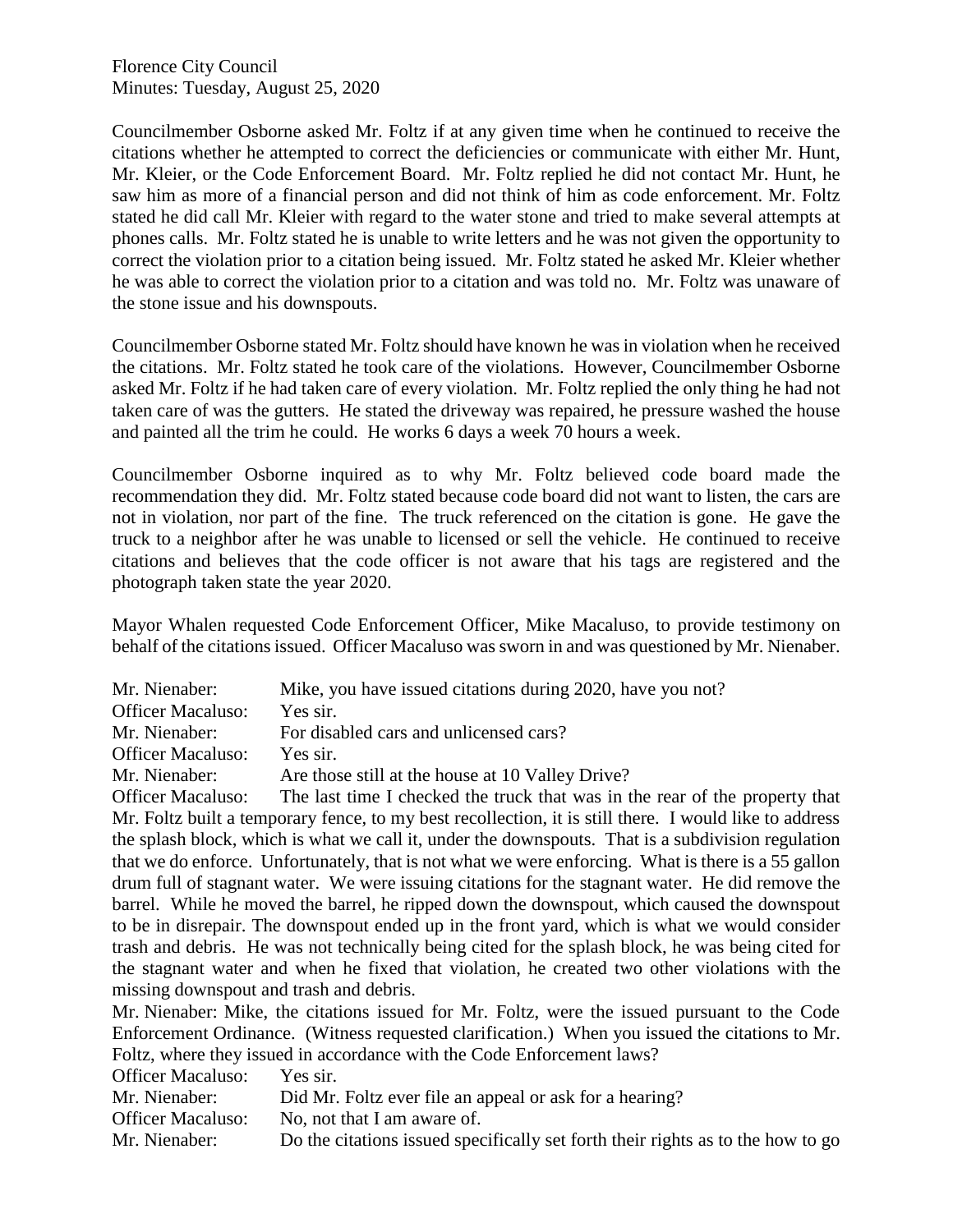Councilmember Osborne asked Mr. Foltz if at any given time when he continued to receive the citations whether he attempted to correct the deficiencies or communicate with either Mr. Hunt, Mr. Kleier, or the Code Enforcement Board. Mr. Foltz replied he did not contact Mr. Hunt, he saw him as more of a financial person and did not think of him as code enforcement. Mr. Foltz stated he did call Mr. Kleier with regard to the water stone and tried to make several attempts at phones calls. Mr. Foltz stated he is unable to write letters and he was not given the opportunity to correct the violation prior to a citation being issued. Mr. Foltz stated he asked Mr. Kleier whether he was able to correct the violation prior to a citation and was told no. Mr. Foltz was unaware of the stone issue and his downspouts.

Councilmember Osborne stated Mr. Foltz should have known he was in violation when he received the citations. Mr. Foltz stated he took care of the violations. However, Councilmember Osborne asked Mr. Foltz if he had taken care of every violation. Mr. Foltz replied the only thing he had not taken care of was the gutters. He stated the driveway was repaired, he pressure washed the house and painted all the trim he could. He works 6 days a week 70 hours a week.

Councilmember Osborne inquired as to why Mr. Foltz believed code board made the recommendation they did. Mr. Foltz stated because code board did not want to listen, the cars are not in violation, nor part of the fine. The truck referenced on the citation is gone. He gave the truck to a neighbor after he was unable to licensed or sell the vehicle. He continued to receive citations and believes that the code officer is not aware that his tags are registered and the photograph taken state the year 2020.

Mayor Whalen requested Code Enforcement Officer, Mike Macaluso, to provide testimony on behalf of the citations issued. Officer Macaluso was sworn in and was questioned by Mr. Nienaber.

Mr. Nienaber: Mike, you have issued citations during 2020, have you not?

Officer Macaluso: Yes sir.

Mr. Nienaber: For disabled cars and unlicensed cars?

Officer Macaluso: Yes sir.

Mr. Nienaber: Are those still at the house at 10 Valley Drive?

Officer Macaluso: The last time I checked the truck that was in the rear of the property that Mr. Foltz built a temporary fence, to my best recollection, it is still there. I would like to address the splash block, which is what we call it, under the downspouts. That is a subdivision regulation that we do enforce. Unfortunately, that is not what we were enforcing. What is there is a 55 gallon drum full of stagnant water. We were issuing citations for the stagnant water. He did remove the barrel. While he moved the barrel, he ripped down the downspout, which caused the downspout to be in disrepair. The downspout ended up in the front yard, which is what we would consider trash and debris. He was not technically being cited for the splash block, he was being cited for the stagnant water and when he fixed that violation, he created two other violations with the missing downspout and trash and debris.

Mr. Nienaber: Mike, the citations issued for Mr. Foltz, were the issued pursuant to the Code Enforcement Ordinance. (Witness requested clarification.) When you issued the citations to Mr. Foltz, where they issued in accordance with the Code Enforcement laws?

Officer Macaluso: Yes sir.

Mr. Nienaber: Did Mr. Foltz ever file an appeal or ask for a hearing?

Officer Macaluso: No, not that I am aware of.

Mr. Nienaber: Do the citations issued specifically set forth their rights as to the how to go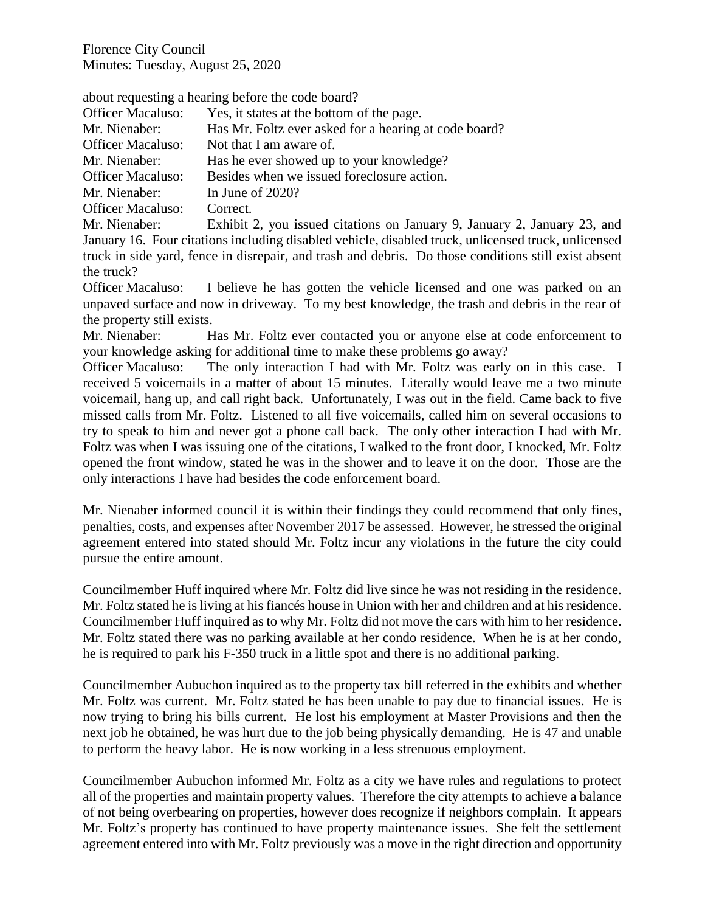about requesting a hearing before the code board?

Officer Macaluso: Yes, it states at the bottom of the page.

Mr. Nienaber: Has Mr. Foltz ever asked for a hearing at code board?

Officer Macaluso: Not that I am aware of.

Mr. Nienaber: Has he ever showed up to your knowledge?

Officer Macaluso: Besides when we issued foreclosure action.

Mr. Nienaber: In June of 2020?

Officer Macaluso: Correct.

Mr. Nienaber: Exhibit 2, you issued citations on January 9, January 2, January 23, and January 16. Four citations including disabled vehicle, disabled truck, unlicensed truck, unlicensed truck in side yard, fence in disrepair, and trash and debris. Do those conditions still exist absent the truck?

Officer Macaluso: I believe he has gotten the vehicle licensed and one was parked on an unpaved surface and now in driveway. To my best knowledge, the trash and debris in the rear of the property still exists.

Mr. Nienaber: Has Mr. Foltz ever contacted you or anyone else at code enforcement to your knowledge asking for additional time to make these problems go away?

Officer Macaluso: The only interaction I had with Mr. Foltz was early on in this case. I received 5 voicemails in a matter of about 15 minutes. Literally would leave me a two minute voicemail, hang up, and call right back. Unfortunately, I was out in the field. Came back to five missed calls from Mr. Foltz. Listened to all five voicemails, called him on several occasions to try to speak to him and never got a phone call back. The only other interaction I had with Mr. Foltz was when I was issuing one of the citations, I walked to the front door, I knocked, Mr. Foltz opened the front window, stated he was in the shower and to leave it on the door. Those are the only interactions I have had besides the code enforcement board.

Mr. Nienaber informed council it is within their findings they could recommend that only fines, penalties, costs, and expenses after November 2017 be assessed. However, he stressed the original agreement entered into stated should Mr. Foltz incur any violations in the future the city could pursue the entire amount.

Councilmember Huff inquired where Mr. Foltz did live since he was not residing in the residence. Mr. Foltz stated he is living at his fiancés house in Union with her and children and at his residence. Councilmember Huff inquired as to why Mr. Foltz did not move the cars with him to her residence. Mr. Foltz stated there was no parking available at her condo residence. When he is at her condo, he is required to park his F-350 truck in a little spot and there is no additional parking.

Councilmember Aubuchon inquired as to the property tax bill referred in the exhibits and whether Mr. Foltz was current. Mr. Foltz stated he has been unable to pay due to financial issues. He is now trying to bring his bills current. He lost his employment at Master Provisions and then the next job he obtained, he was hurt due to the job being physically demanding. He is 47 and unable to perform the heavy labor. He is now working in a less strenuous employment.

Councilmember Aubuchon informed Mr. Foltz as a city we have rules and regulations to protect all of the properties and maintain property values. Therefore the city attempts to achieve a balance of not being overbearing on properties, however does recognize if neighbors complain. It appears Mr. Foltz's property has continued to have property maintenance issues. She felt the settlement agreement entered into with Mr. Foltz previously was a move in the right direction and opportunity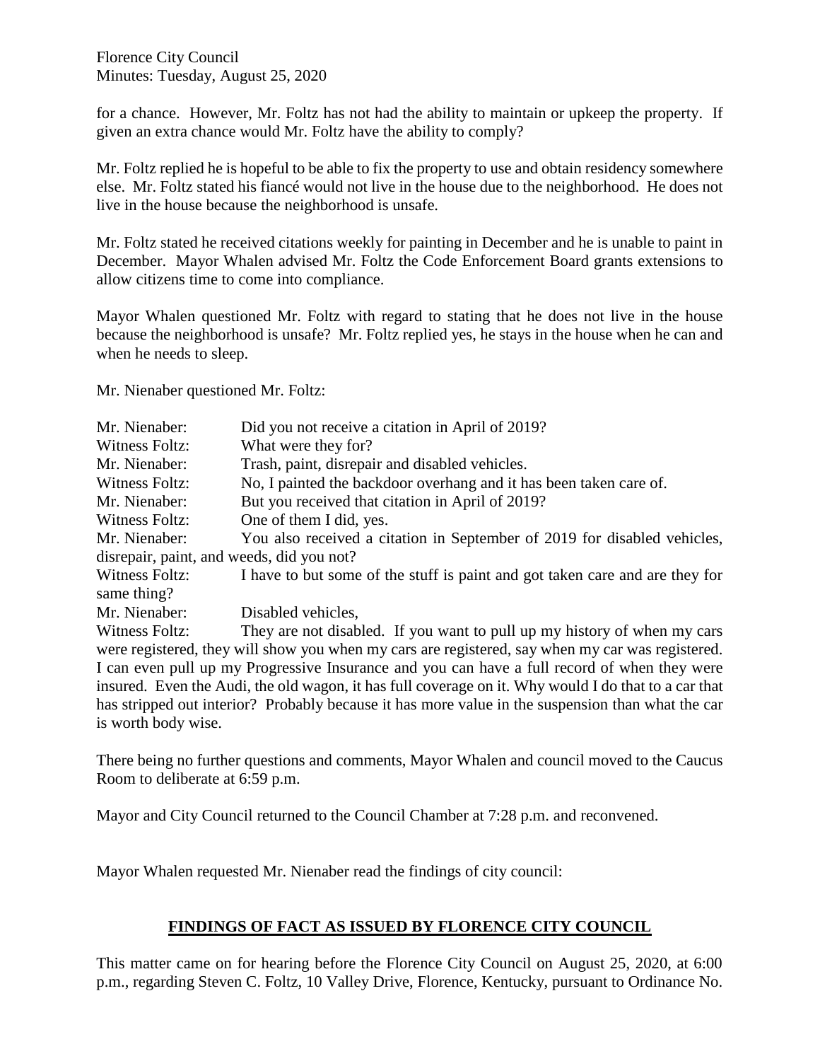for a chance. However, Mr. Foltz has not had the ability to maintain or upkeep the property. If given an extra chance would Mr. Foltz have the ability to comply?

Mr. Foltz replied he is hopeful to be able to fix the property to use and obtain residency somewhere else. Mr. Foltz stated his fiancé would not live in the house due to the neighborhood. He does not live in the house because the neighborhood is unsafe.

Mr. Foltz stated he received citations weekly for painting in December and he is unable to paint in December. Mayor Whalen advised Mr. Foltz the Code Enforcement Board grants extensions to allow citizens time to come into compliance.

Mayor Whalen questioned Mr. Foltz with regard to stating that he does not live in the house because the neighborhood is unsafe? Mr. Foltz replied yes, he stays in the house when he can and when he needs to sleep.

Mr. Nienaber questioned Mr. Foltz:

Mr. Nienaber: Did you not receive a citation in April of 2019?
Witness Foltz: What were they for?
Mr. Nienaber: Trash, paint, disrepair and disabled vehicles.
Witness Foltz: No, I painted the backdoor overhang and it has been taken care of.
Mr. Nienaber: But you received that citation in April of 2019?
Witness Foltz: One of them I did, yes.
Mr. Nienaber: You also received a citation in September of 2019 for disabled vehicles, disrepair, paint, and weeds, did you not?
Witness Foltz: I have to but some of the stuff is paint and got taken care and are they for same thing?
Mr. Nienaber: Disabled vehicles,
Witness Foltz: They are not disabled. If you want to pull up my history of when my cars were registered, they will show you when my cars are registered, say when my car was registered. I can even pull up my Progressive Insurance and you can have a full record of when they were insured. Even the Audi, the old wagon, it has full coverage on it. Why would I do that to a car that has stripped out interior? Probably because it has more value in the suspension than what the car is worth body wise.

There being no further questions and comments, Mayor Whalen and council moved to the Caucus Room to deliberate at 6:59 p.m.

Mayor and City Council returned to the Council Chamber at 7:28 p.m. and reconvened.

Mayor Whalen requested Mr. Nienaber read the findings of city council:

## FINDINGS OF FACT AS ISSUED BY FLORENCE CITY COUNCIL

This matter came on for hearing before the Florence City Council on August 25, 2020, at 6:00 p.m., regarding Steven C. Foltz, 10 Valley Drive, Florence, Kentucky, pursuant to Ordinance No.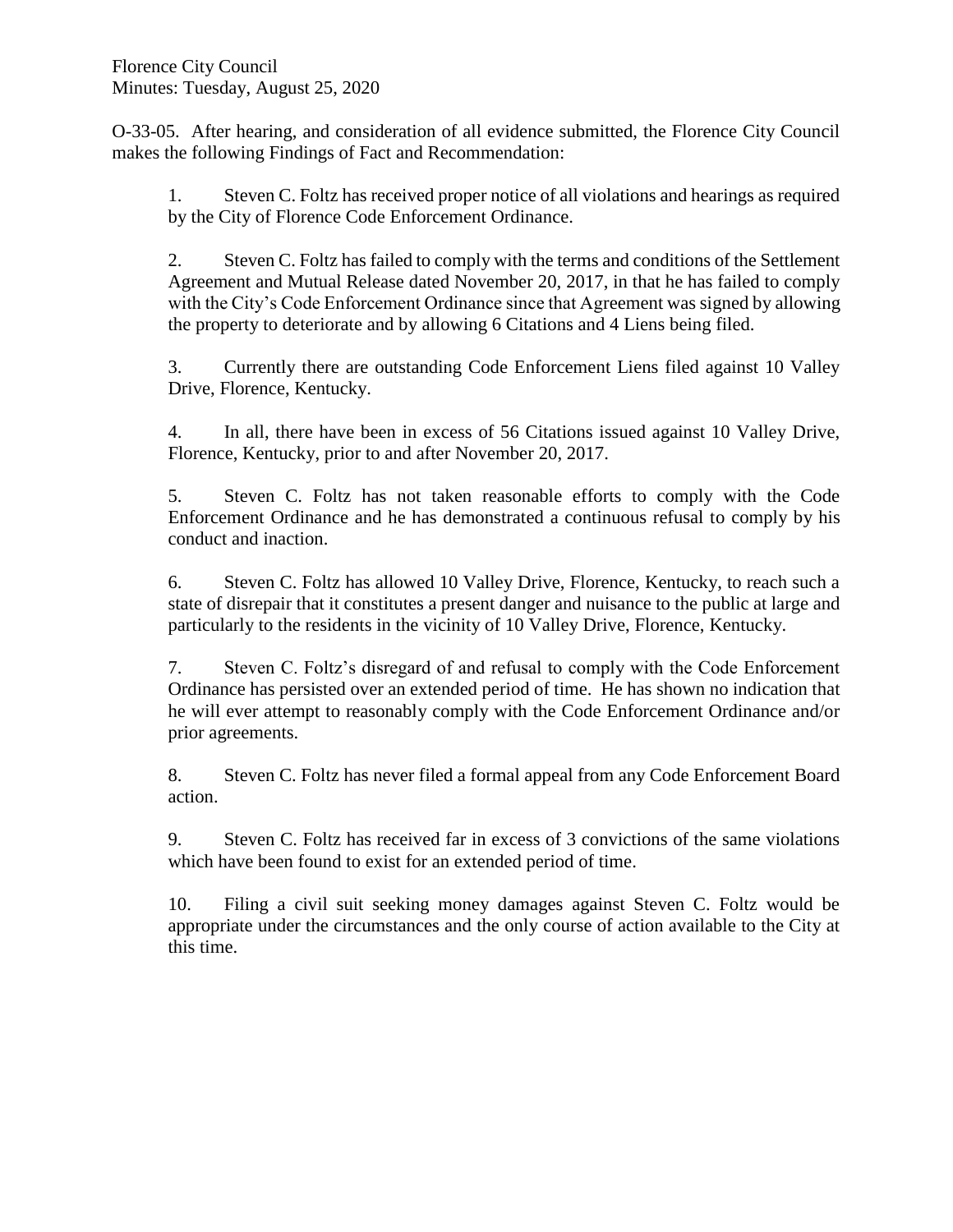O-33-05. After hearing, and consideration of all evidence submitted, the Florence City Council makes the following Findings of Fact and Recommendation:

1. Steven C. Foltz has received proper notice of all violations and hearings as required by the City of Florence Code Enforcement Ordinance.

2. Steven C. Foltz has failed to comply with the terms and conditions of the Settlement Agreement and Mutual Release dated November 20, 2017, in that he has failed to comply with the City's Code Enforcement Ordinance since that Agreement was signed by allowing the property to deteriorate and by allowing 6 Citations and 4 Liens being filed.

3. Currently there are outstanding Code Enforcement Liens filed against 10 Valley Drive, Florence, Kentucky.

4. In all, there have been in excess of 56 Citations issued against 10 Valley Drive, Florence, Kentucky, prior to and after November 20, 2017.

5. Steven C. Foltz has not taken reasonable efforts to comply with the Code Enforcement Ordinance and he has demonstrated a continuous refusal to comply by his conduct and inaction.

6. Steven C. Foltz has allowed 10 Valley Drive, Florence, Kentucky, to reach such a state of disrepair that it constitutes a present danger and nuisance to the public at large and particularly to the residents in the vicinity of 10 Valley Drive, Florence, Kentucky.

7. Steven C. Foltz's disregard of and refusal to comply with the Code Enforcement Ordinance has persisted over an extended period of time. He has shown no indication that he will ever attempt to reasonably comply with the Code Enforcement Ordinance and/or prior agreements.

8. Steven C. Foltz has never filed a formal appeal from any Code Enforcement Board action.

9. Steven C. Foltz has received far in excess of 3 convictions of the same violations which have been found to exist for an extended period of time.

10. Filing a civil suit seeking money damages against Steven C. Foltz would be appropriate under the circumstances and the only course of action available to the City at this time.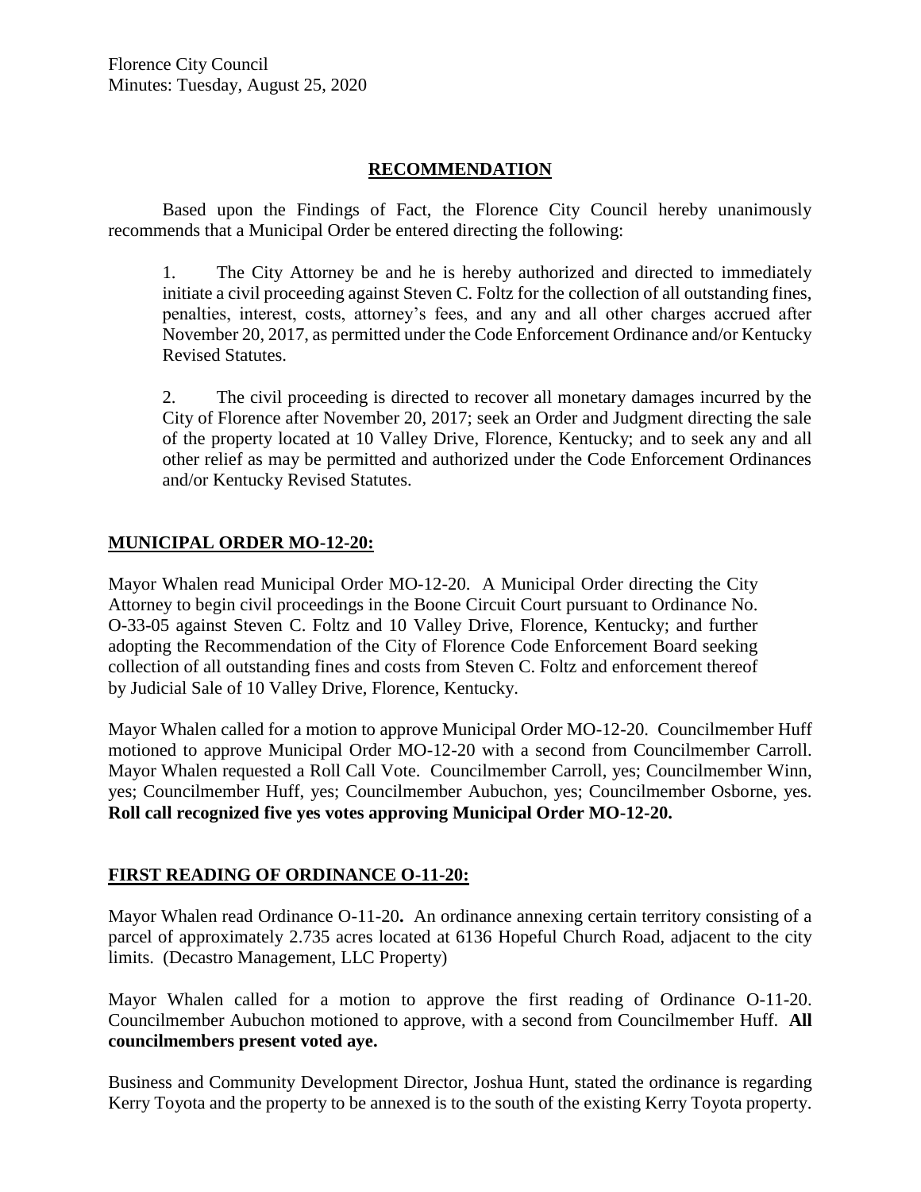## RECOMMENDATION

Based upon the Findings of Fact, the Florence City Council hereby unanimously recommends that a Municipal Order be entered directing the following:

1. The City Attorney be and he is hereby authorized and directed to immediately initiate a civil proceeding against Steven C. Foltz for the collection of all outstanding fines, penalties, interest, costs, attorney's fees, and any and all other charges accrued after November 20, 2017, as permitted under the Code Enforcement Ordinance and/or Kentucky Revised Statutes.

2. The civil proceeding is directed to recover all monetary damages incurred by the City of Florence after November 20, 2017; seek an Order and Judgment directing the sale of the property located at 10 Valley Drive, Florence, Kentucky; and to seek any and all other relief as may be permitted and authorized under the Code Enforcement Ordinances and/or Kentucky Revised Statutes.

## MUNICIPAL ORDER MO-12-20:

Mayor Whalen read Municipal Order MO-12-20. A Municipal Order directing the City Attorney to begin civil proceedings in the Boone Circuit Court pursuant to Ordinance No. O-33-05 against Steven C. Foltz and 10 Valley Drive, Florence, Kentucky; and further adopting the Recommendation of the City of Florence Code Enforcement Board seeking collection of all outstanding fines and costs from Steven C. Foltz and enforcement thereof by Judicial Sale of 10 Valley Drive, Florence, Kentucky.

Mayor Whalen called for a motion to approve Municipal Order MO-12-20. Councilmember Huff motioned to approve Municipal Order MO-12-20 with a second from Councilmember Carroll. Mayor Whalen requested a Roll Call Vote. Councilmember Carroll, yes; Councilmember Winn, yes; Councilmember Huff, yes; Councilmember Aubuchon, yes; Councilmember Osborne, yes. **Roll call recognized five yes votes approving Municipal Order MO-12-20.**

## FIRST READING OF ORDINANCE O-11-20:

Mayor Whalen read Ordinance O-11-20**.** An ordinance annexing certain territory consisting of a parcel of approximately 2.735 acres located at 6136 Hopeful Church Road, adjacent to the city limits. (Decastro Management, LLC Property)

Mayor Whalen called for a motion to approve the first reading of Ordinance O-11-20. Councilmember Aubuchon motioned to approve, with a second from Councilmember Huff. **All councilmembers present voted aye.**

Business and Community Development Director, Joshua Hunt, stated the ordinance is regarding Kerry Toyota and the property to be annexed is to the south of the existing Kerry Toyota property.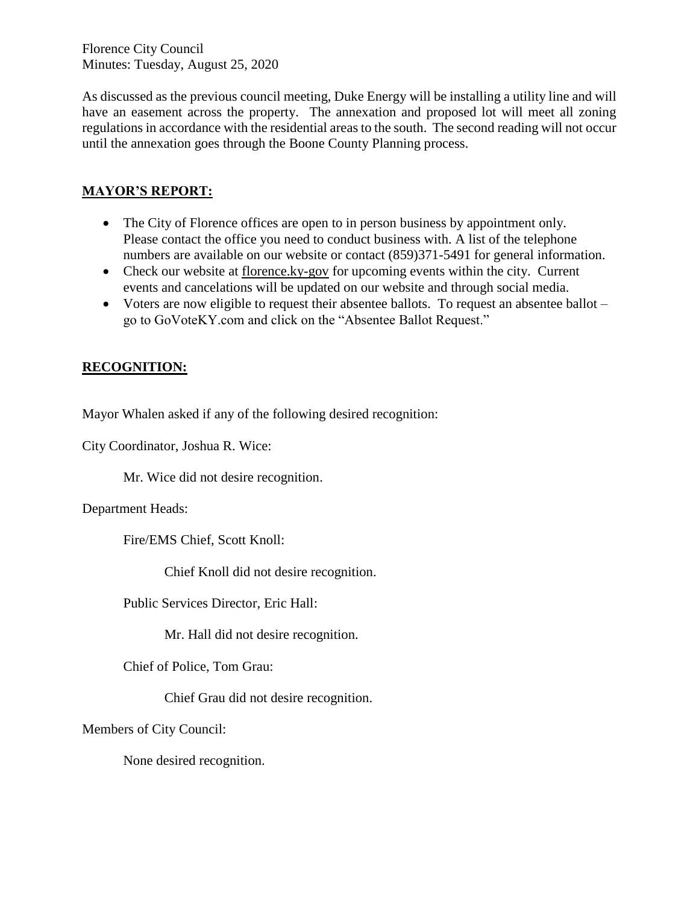Florence City Council
Minutes: Tuesday, August 25, 2020

As discussed as the previous council meeting, Duke Energy will be installing a utility line and will have an easement across the property. The annexation and proposed lot will meet all zoning regulations in accordance with the residential areas to the south. The second reading will not occur until the annexation goes through the Boone County Planning process.

## MAYOR'S REPORT:

- The City of Florence offices are open to in person business by appointment only. Please contact the office you need to conduct business with. A list of the telephone numbers are available on our website or contact (859)371-5491 for general information.
- Check our website at florence.ky-gov for upcoming events within the city. Current events and cancelations will be updated on our website and through social media.
- Voters are now eligible to request their absentee ballots. To request an absentee ballot – go to GoVoteKY.com and click on the "Absentee Ballot Request."

## RECOGNITION:

Mayor Whalen asked if any of the following desired recognition:

City Coordinator, Joshua R. Wice:

Mr. Wice did not desire recognition.

Department Heads:

Fire/EMS Chief, Scott Knoll:

Chief Knoll did not desire recognition.

Public Services Director, Eric Hall:

Mr. Hall did not desire recognition.

Chief of Police, Tom Grau:

Chief Grau did not desire recognition.

Members of City Council:

None desired recognition.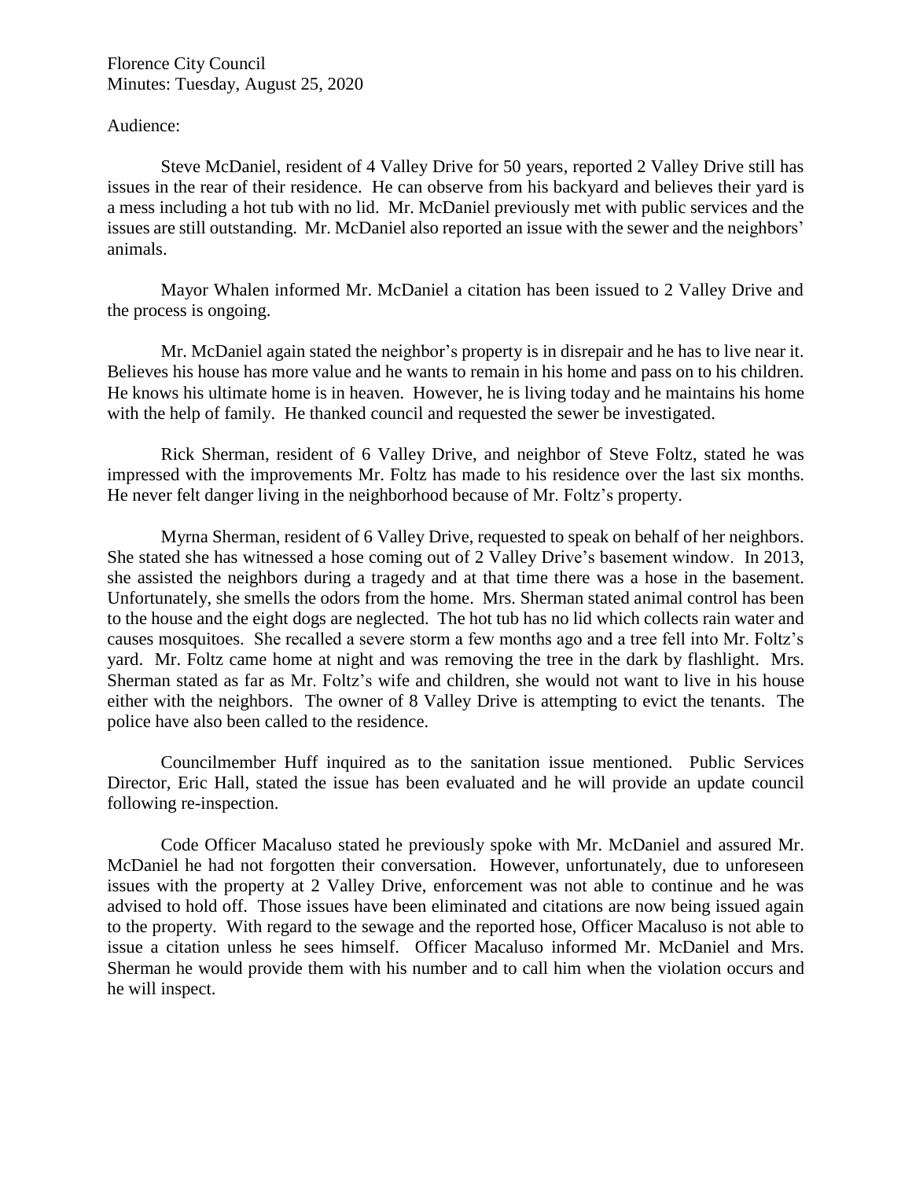Florence City Council
Minutes: Tuesday, August 25, 2020

Audience:

Steve McDaniel, resident of 4 Valley Drive for 50 years, reported 2 Valley Drive still has issues in the rear of their residence. He can observe from his backyard and believes their yard is a mess including a hot tub with no lid. Mr. McDaniel previously met with public services and the issues are still outstanding. Mr. McDaniel also reported an issue with the sewer and the neighbors' animals.

Mayor Whalen informed Mr. McDaniel a citation has been issued to 2 Valley Drive and the process is ongoing.

Mr. McDaniel again stated the neighbor's property is in disrepair and he has to live near it. Believes his house has more value and he wants to remain in his home and pass on to his children. He knows his ultimate home is in heaven. However, he is living today and he maintains his home with the help of family. He thanked council and requested the sewer be investigated.

Rick Sherman, resident of 6 Valley Drive, and neighbor of Steve Foltz, stated he was impressed with the improvements Mr. Foltz has made to his residence over the last six months. He never felt danger living in the neighborhood because of Mr. Foltz's property.

Myrna Sherman, resident of 6 Valley Drive, requested to speak on behalf of her neighbors. She stated she has witnessed a hose coming out of 2 Valley Drive's basement window. In 2013, she assisted the neighbors during a tragedy and at that time there was a hose in the basement. Unfortunately, she smells the odors from the home. Mrs. Sherman stated animal control has been to the house and the eight dogs are neglected. The hot tub has no lid which collects rain water and causes mosquitoes. She recalled a severe storm a few months ago and a tree fell into Mr. Foltz's yard. Mr. Foltz came home at night and was removing the tree in the dark by flashlight. Mrs. Sherman stated as far as Mr. Foltz's wife and children, she would not want to live in his house either with the neighbors. The owner of 8 Valley Drive is attempting to evict the tenants. The police have also been called to the residence.

Councilmember Huff inquired as to the sanitation issue mentioned. Public Services Director, Eric Hall, stated the issue has been evaluated and he will provide an update council following re-inspection.

Code Officer Macaluso stated he previously spoke with Mr. McDaniel and assured Mr. McDaniel he had not forgotten their conversation. However, unfortunately, due to unforeseen issues with the property at 2 Valley Drive, enforcement was not able to continue and he was advised to hold off. Those issues have been eliminated and citations are now being issued again to the property. With regard to the sewage and the reported hose, Officer Macaluso is not able to issue a citation unless he sees himself. Officer Macaluso informed Mr. McDaniel and Mrs. Sherman he would provide them with his number and to call him when the violation occurs and he will inspect.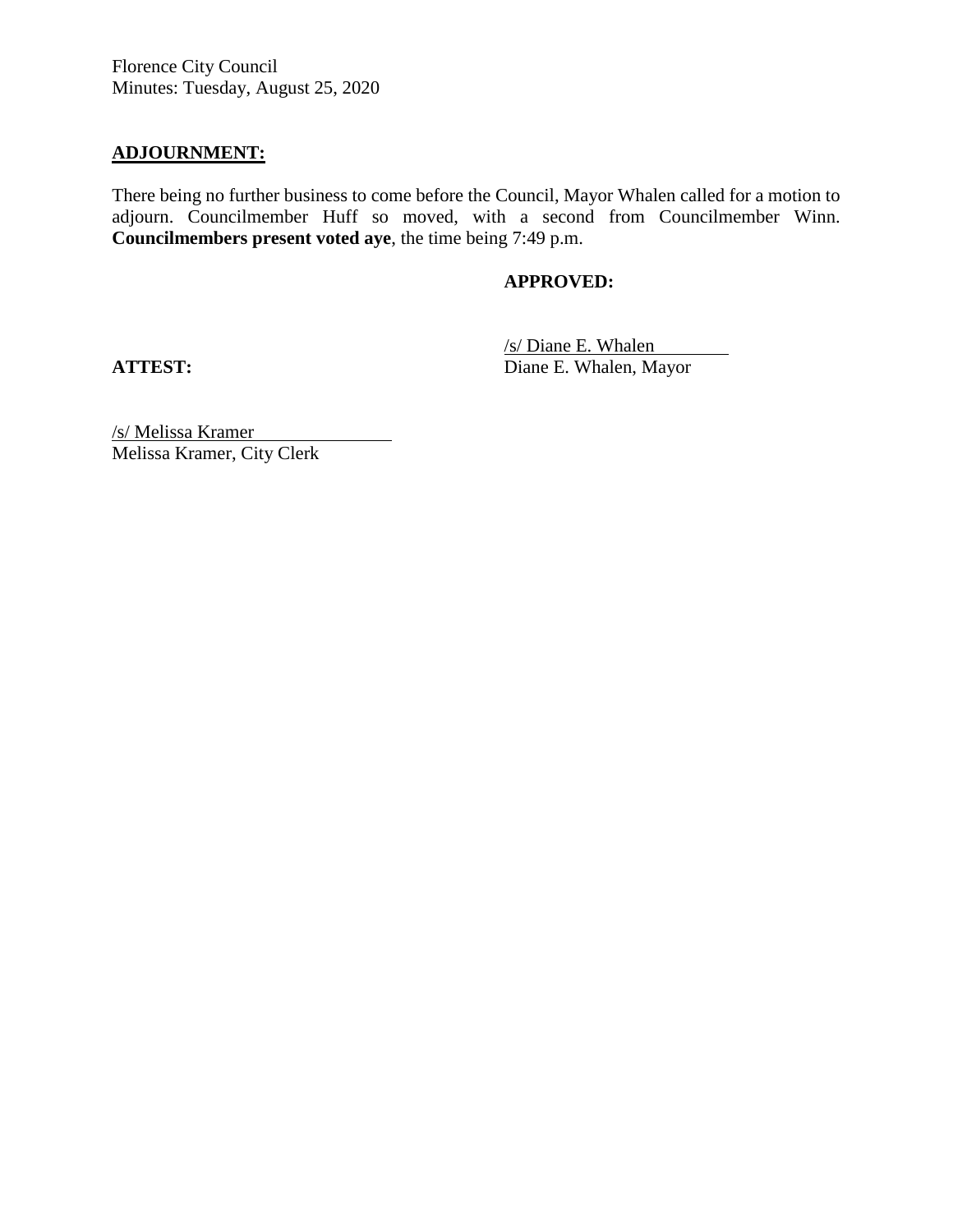## ADJOURNMENT:

There being no further business to come before the Council, Mayor Whalen called for a motion to adjourn. Councilmember Huff so moved, with a second from Councilmember Winn. **Councilmembers present voted aye**, the time being 7:49 p.m.

**APPROVED:**

/s/ Diane E. Whalen
Diane E. Whalen, Mayor

**ATTEST:**

/s/ Melissa Kramer
Melissa Kramer, City Clerk